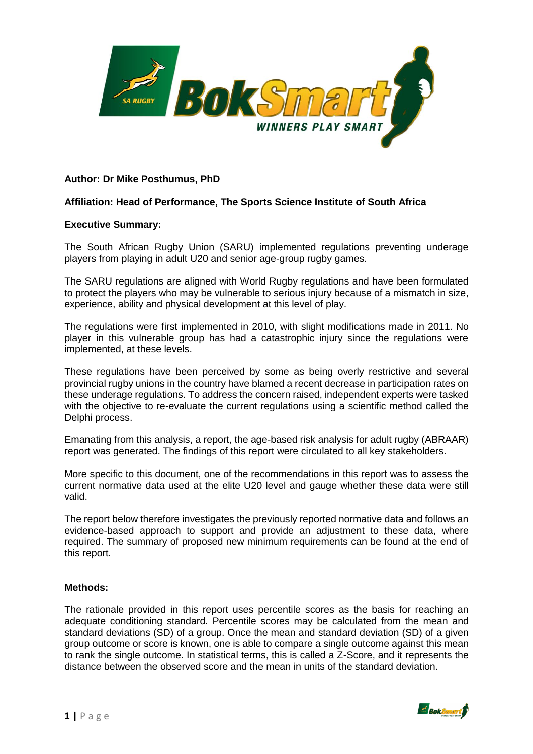**Author: Dr Mike Posthumus, PhD**

**Affiliation: Head of Performance, The Sports Science Institute of South Africa**

**Executive Summary:**

The South African Rugby Union (SARU) implemented regulations preventing underage players from playing in adult U20 and senior age-group rugby games.

The SARU regulations are aligned with World Rugby regulations and have been formulated to protect the players who may be vulnerable to serious injury because of a mismatch in size, experience, ability and physical development at this level of play.

The regulations were first implemented in 2010, with slight modifications made in 2011. No player in this vulnerable group has had a catastrophic injury since the regulations were implemented, at these levels.

These regulations have been perceived by some as being overly restrictive and several provincial rugby unions in the country have blamed a recent decrease in participation rates on these underage regulations. To address the concern raised, independent experts were tasked with the objective to re-evaluate the current regulations using a scientific method called the Delphi process.

Emanating from this analysis, a report, the age-based risk analysis for adult rugby (ABRAAR) report was generated. The findings of this report were circulated to all key stakeholders.

More specific to this document, one of the recommendations in this report was to assess the current normative data used at the elite U20 level and gauge whether these data were still valid.

The report below therefore investigates the previously reported normative data and follows an evidence-based approach to support and provide an adjustment to these data, where required. The summary of proposed new minimum requirements can be found at the end of this report.

**Methods:**

The rationale provided in this report uses percentile scores as the basis for reaching an adequate conditioning standard. Percentile scores may be calculated from the mean and standard deviations (SD) of a group. Once the mean and standard deviation (SD) of a given group outcome or score is known, one is able to compare a single outcome against this mean to rank the single outcome. In statistical terms, this is called a Z-Score, and it represents the distance between the observed score and the mean in units of the standard deviation.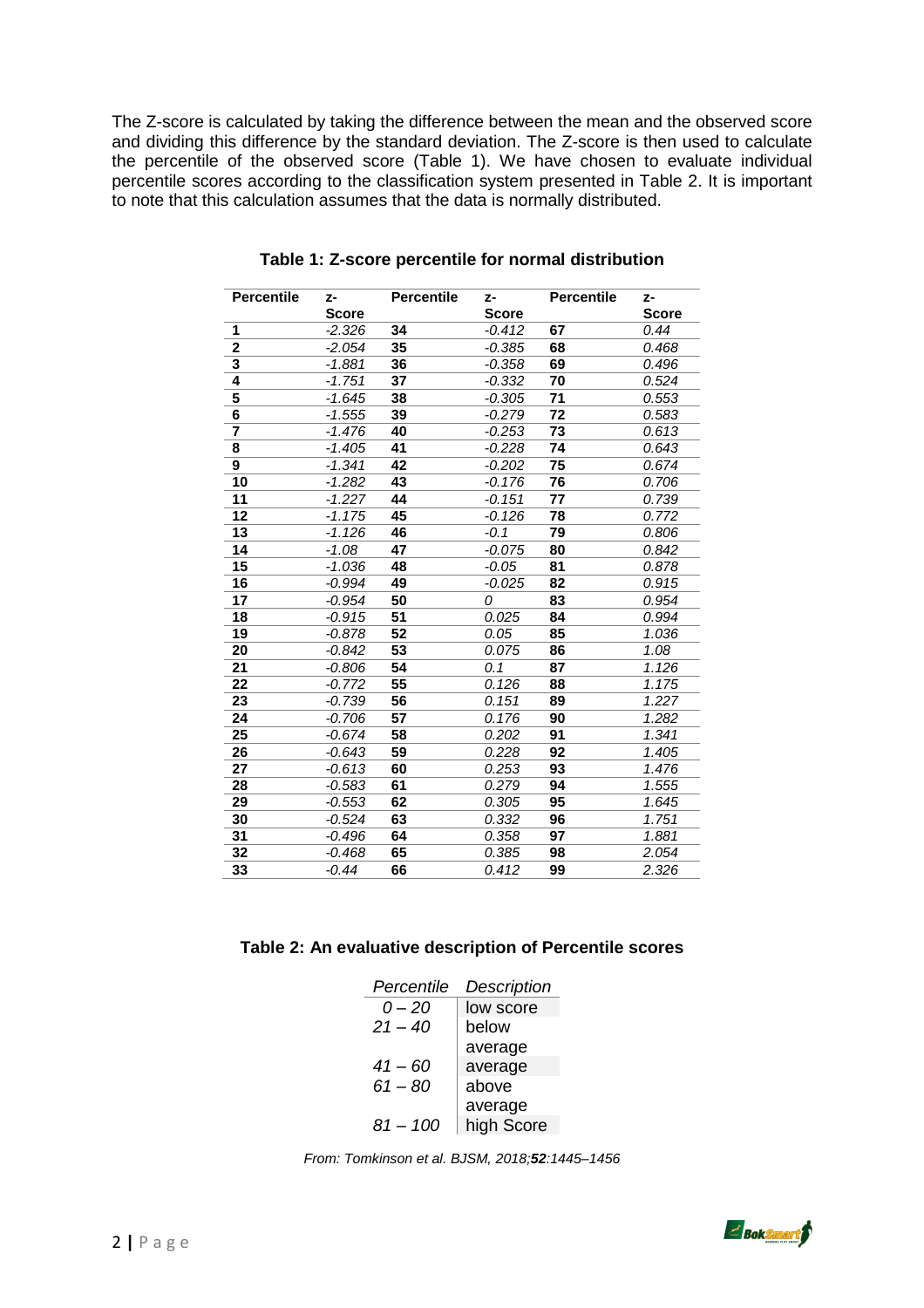The Z-score is calculated by taking the difference between the mean and the observed score and dividing this difference by the standard deviation. The Z-score is then used to calculate the percentile of the observed score (Table 1). We have chosen to evaluate individual percentile scores according to the classification system presented in Table 2. It is important to note that this calculation assumes that the data is normally distributed.

**Table 1: Z-score percentile for normal distribution**

| Percentile | z-Score | Percentile | z-Score | Percentile | z-Score |
|---|---|---|---|---|---|
| **1** | *-2.326* | **34** | *-0.412* | **67** | *0.44* |
| **2** | *-2.054* | **35** | *-0.385* | **68** | *0.468* |
| **3** | *-1.881* | **36** | *-0.358* | **69** | *0.496* |
| **4** | *-1.751* | **37** | *-0.332* | **70** | *0.524* |
| **5** | *-1.645* | **38** | *-0.305* | **71** | *0.553* |
| **6** | *-1.555* | **39** | *-0.279* | **72** | *0.583* |
| **7** | *-1.476* | **40** | *-0.253* | **73** | *0.613* |
| **8** | *-1.405* | **41** | *-0.228* | **74** | *0.643* |
| **9** | *-1.341* | **42** | *-0.202* | **75** | *0.674* |
| **10** | *-1.282* | **43** | *-0.176* | **76** | *0.706* |
| **11** | *-1.227* | **44** | *-0.151* | **77** | *0.739* |
| **12** | *-1.175* | **45** | *-0.126* | **78** | *0.772* |
| **13** | *-1.126* | **46** | *-0.1* | **79** | *0.806* |
| **14** | *-1.08* | **47** | *-0.075* | **80** | *0.842* |
| **15** | *-1.036* | **48** | *-0.05* | **81** | *0.878* |
| **16** | *-0.994* | **49** | *-0.025* | **82** | *0.915* |
| **17** | *-0.954* | **50** | *0* | **83** | *0.954* |
| **18** | *-0.915* | **51** | *0.025* | **84** | *0.994* |
| **19** | *-0.878* | **52** | *0.05* | **85** | *1.036* |
| **20** | *-0.842* | **53** | *0.075* | **86** | *1.08* |
| **21** | *-0.806* | **54** | *0.1* | **87** | *1.126* |
| **22** | *-0.772* | **55** | *0.126* | **88** | *1.175* |
| **23** | *-0.739* | **56** | *0.151* | **89** | *1.227* |
| **24** | *-0.706* | **57** | *0.176* | **90** | *1.282* |
| **25** | *-0.674* | **58** | *0.202* | **91** | *1.341* |
| **26** | *-0.643* | **59** | *0.228* | **92** | *1.405* |
| **27** | *-0.613* | **60** | *0.253* | **93** | *1.476* |
| **28** | *-0.583* | **61** | *0.279* | **94** | *1.555* |
| **29** | *-0.553* | **62** | *0.305* | **95** | *1.645* |
| **30** | *-0.524* | **63** | *0.332* | **96** | *1.751* |
| **31** | *-0.496* | **64** | *0.358* | **97** | *1.881* |
| **32** | *-0.468* | **65** | *0.385* | **98** | *2.054* |
| **33** | *-0.44* | **66** | *0.412* | **99** | *2.326* |

**Table 2: An evaluative description of Percentile scores**

| *Percentile* | *Description* |
|---|---|
| *0 – 20* | low score |
| *21 – 40* | below average |
| *41 – 60* | average |
| *61 – 80* | above average |
| *81 – 100* | high Score |

*From: Tomkinson et al. BJSM, 2018;**52**:1445–1456*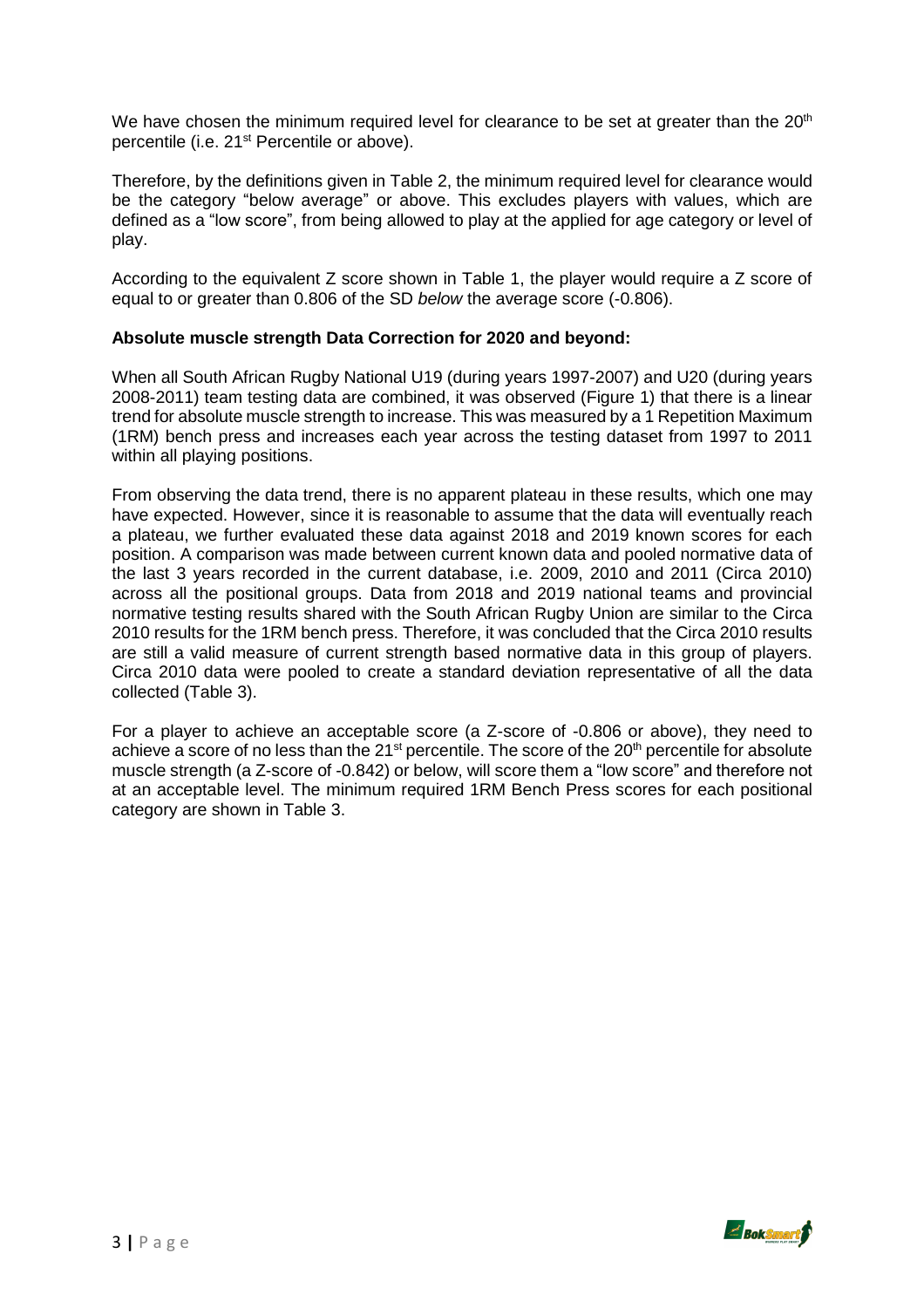We have chosen the minimum required level for clearance to be set at greater than the 20th percentile (i.e. 21st Percentile or above).

Therefore, by the definitions given in Table 2, the minimum required level for clearance would be the category "below average" or above. This excludes players with values, which are defined as a "low score", from being allowed to play at the applied for age category or level of play.

According to the equivalent Z score shown in Table 1, the player would require a Z score of equal to or greater than 0.806 of the SD *below* the average score (-0.806).

**Absolute muscle strength Data Correction for 2020 and beyond:**

When all South African Rugby National U19 (during years 1997-2007) and U20 (during years 2008-2011) team testing data are combined, it was observed (Figure 1) that there is a linear trend for absolute muscle strength to increase. This was measured by a 1 Repetition Maximum (1RM) bench press and increases each year across the testing dataset from 1997 to 2011 within all playing positions.

From observing the data trend, there is no apparent plateau in these results, which one may have expected. However, since it is reasonable to assume that the data will eventually reach a plateau, we further evaluated these data against 2018 and 2019 known scores for each position. A comparison was made between current known data and pooled normative data of the last 3 years recorded in the current database, i.e. 2009, 2010 and 2011 (Circa 2010) across all the positional groups. Data from 2018 and 2019 national teams and provincial normative testing results shared with the South African Rugby Union are similar to the Circa 2010 results for the 1RM bench press. Therefore, it was concluded that the Circa 2010 results are still a valid measure of current strength based normative data in this group of players. Circa 2010 data were pooled to create a standard deviation representative of all the data collected (Table 3).

For a player to achieve an acceptable score (a Z-score of -0.806 or above), they need to achieve a score of no less than the 21st percentile. The score of the 20th percentile for absolute muscle strength (a Z-score of -0.842) or below, will score them a "low score" and therefore not at an acceptable level. The minimum required 1RM Bench Press scores for each positional category are shown in Table 3.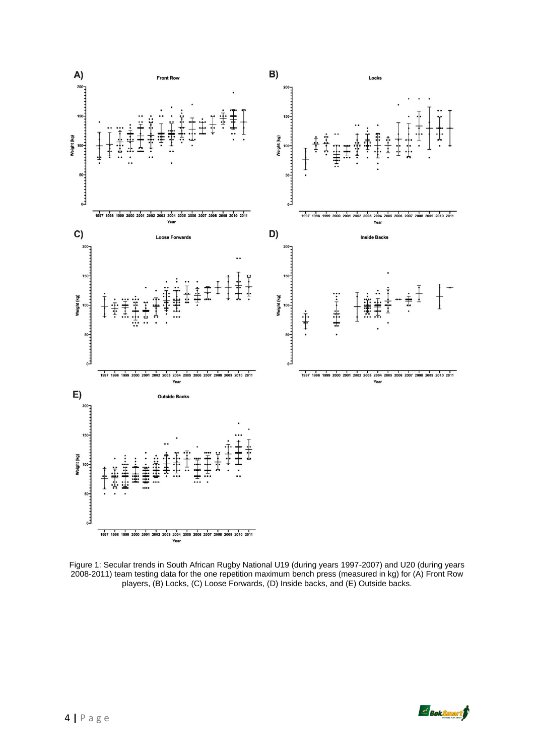Figure 1: Secular trends in South African Rugby National U19 (during years 1997-2007) and U20 (during years 2008-2011) team testing data for the one repetition maximum bench press (measured in kg) for (A) Front Row players, (B) Locks, (C) Loose Forwards, (D) Inside backs, and (E) Outside backs.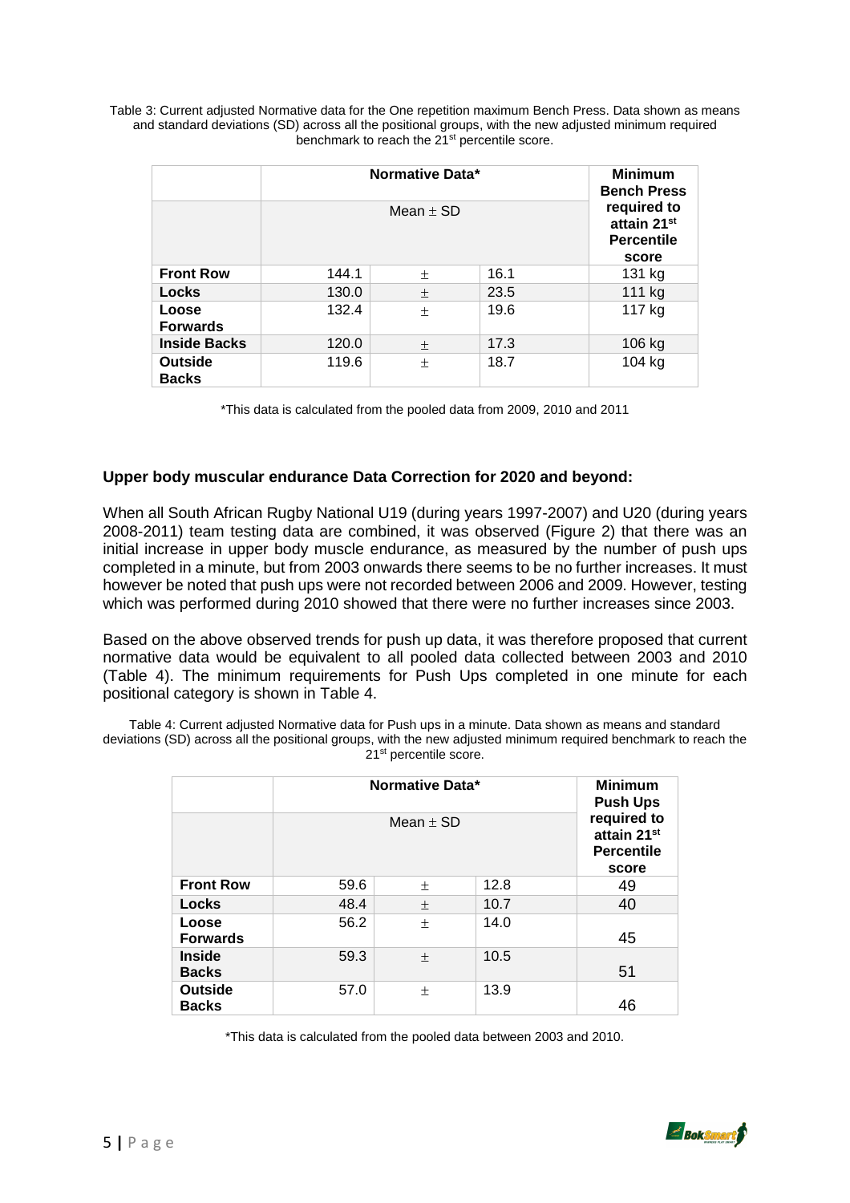Table 3: Current adjusted Normative data for the One repetition maximum Bench Press. Data shown as means and standard deviations (SD) across all the positional groups, with the new adjusted minimum required benchmark to reach the 21st percentile score.

| | Normative Data* | | | Minimum Bench Press required to attain 21st Percentile score |
|---|---|---|---|---|
| | Mean ± SD | | | |
| **Front Row** | 144.1 | ± | 16.1 | 131 kg |
| **Locks** | 130.0 | ± | 23.5 | 111 kg |
| **Loose Forwards** | 132.4 | ± | 19.6 | 117 kg |
| **Inside Backs** | 120.0 | ± | 17.3 | 106 kg |
| **Outside Backs** | 119.6 | ± | 18.7 | 104 kg |

*This data is calculated from the pooled data from 2009, 2010 and 2011

**Upper body muscular endurance Data Correction for 2020 and beyond:**

When all South African Rugby National U19 (during years 1997-2007) and U20 (during years 2008-2011) team testing data are combined, it was observed (Figure 2) that there was an initial increase in upper body muscle endurance, as measured by the number of push ups completed in a minute, but from 2003 onwards there seems to be no further increases. It must however be noted that push ups were not recorded between 2006 and 2009. However, testing which was performed during 2010 showed that there were no further increases since 2003.

Based on the above observed trends for push up data, it was therefore proposed that current normative data would be equivalent to all pooled data collected between 2003 and 2010 (Table 4). The minimum requirements for Push Ups completed in one minute for each positional category is shown in Table 4.

Table 4: Current adjusted Normative data for Push ups in a minute. Data shown as means and standard deviations (SD) across all the positional groups, with the new adjusted minimum required benchmark to reach the 21st percentile score.

| | Normative Data* | | | Minimum Push Ups required to attain 21st Percentile score |
|---|---|---|---|---|
| | Mean ± SD | | | |
| **Front Row** | 59.6 | ± | 12.8 | 49 |
| **Locks** | 48.4 | ± | 10.7 | 40 |
| **Loose Forwards** | 56.2 | ± | 14.0 | 45 |
| **Inside Backs** | 59.3 | ± | 10.5 | 51 |
| **Outside Backs** | 57.0 | ± | 13.9 | 46 |

*This data is calculated from the pooled data between 2003 and 2010.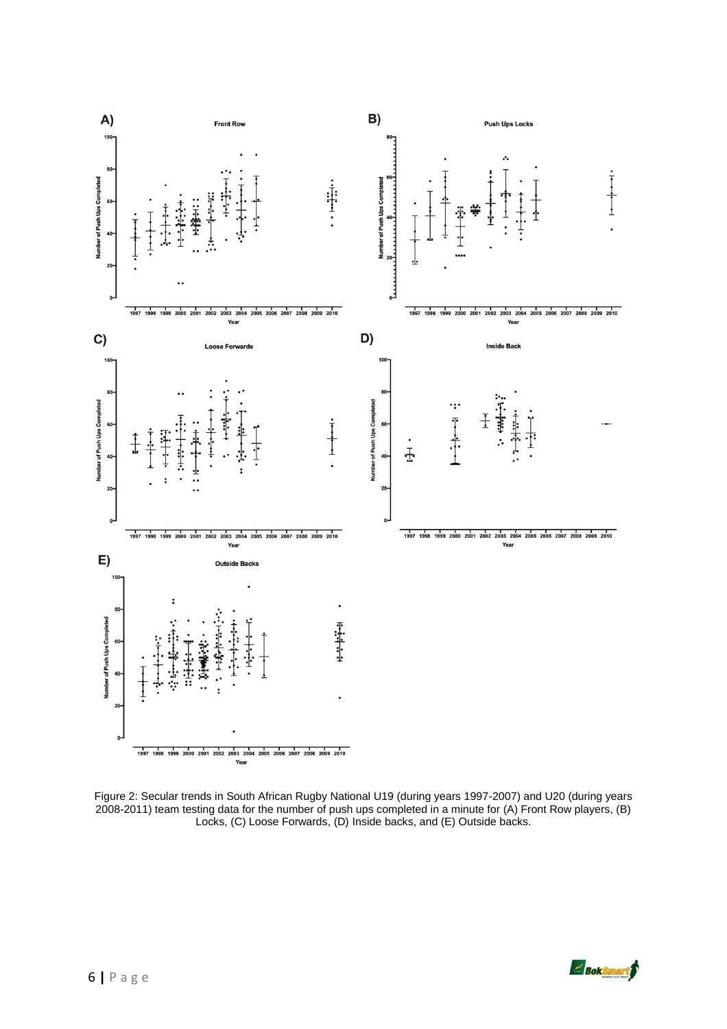Figure 2: Secular trends in South African Rugby National U19 (during years 1997-2007) and U20 (during years 2008-2011) team testing data for the number of push ups completed in a minute for (A) Front Row players, (B) Locks, (C) Loose Forwards, (D) Inside backs, and (E) Outside backs.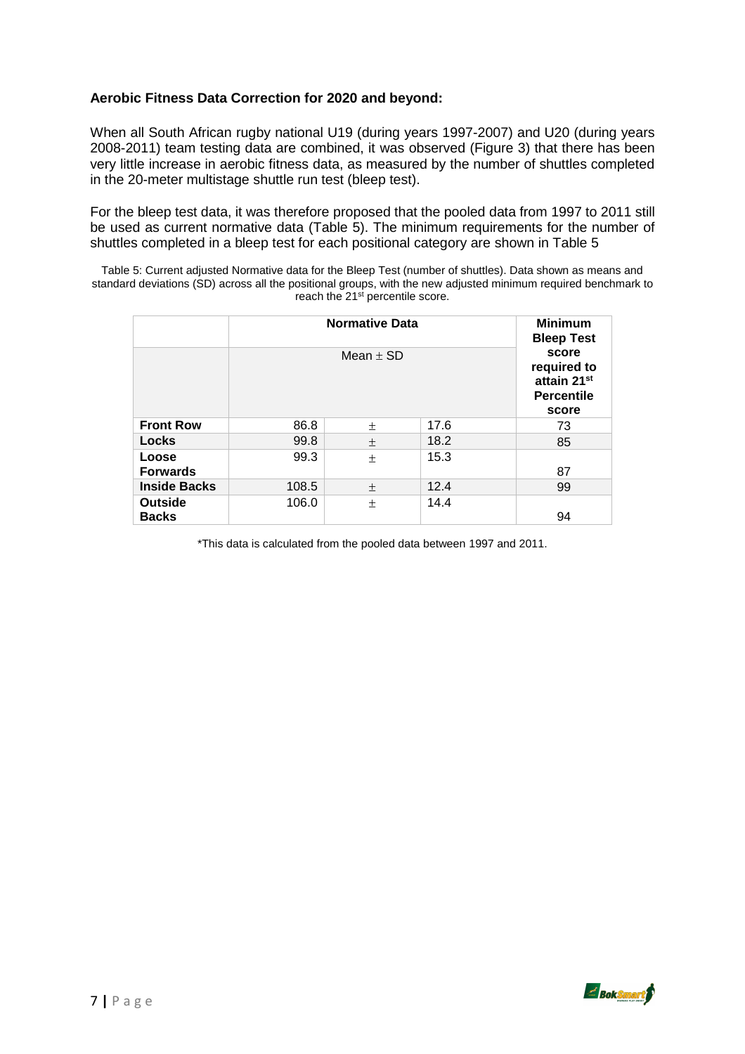**Aerobic Fitness Data Correction for 2020 and beyond:**

When all South African rugby national U19 (during years 1997-2007) and U20 (during years 2008-2011) team testing data are combined, it was observed (Figure 3) that there has been very little increase in aerobic fitness data, as measured by the number of shuttles completed in the 20-meter multistage shuttle run test (bleep test).

For the bleep test data, it was therefore proposed that the pooled data from 1997 to 2011 still be used as current normative data (Table 5). The minimum requirements for the number of shuttles completed in a bleep test for each positional category are shown in Table 5

Table 5: Current adjusted Normative data for the Bleep Test (number of shuttles). Data shown as means and standard deviations (SD) across all the positional groups, with the new adjusted minimum required benchmark to reach the 21st percentile score.

| | **Normative Data** | | | **Minimum Bleep Test score required to attain 21st Percentile score** |
|---|---|---|---|---|
| | Mean ± SD | | | |
| **Front Row** | 86.8 | ± | 17.6 | 73 |
| **Locks** | 99.8 | ± | 18.2 | 85 |
| **Loose Forwards** | 99.3 | ± | 15.3 | 87 |
| **Inside Backs** | 108.5 | ± | 12.4 | 99 |
| **Outside Backs** | 106.0 | ± | 14.4 | 94 |

*This data is calculated from the pooled data between 1997 and 2011.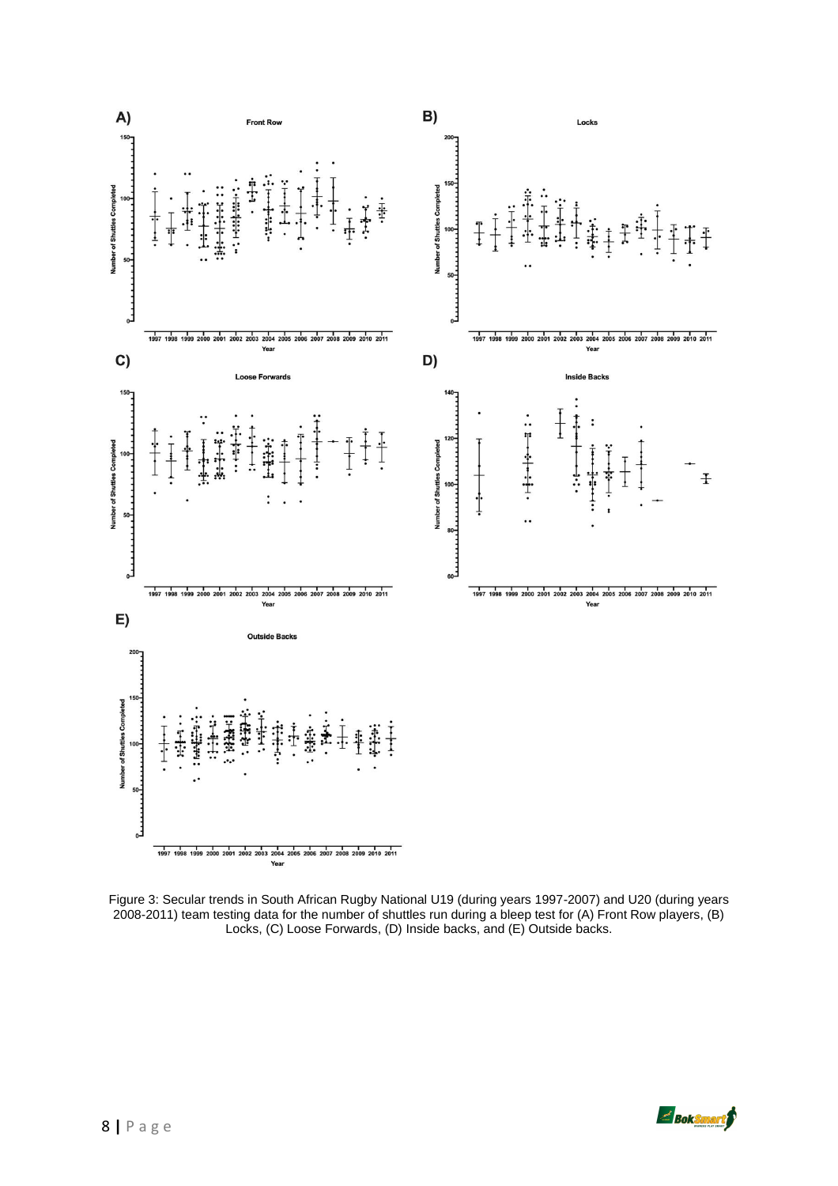Figure 3: Secular trends in South African Rugby National U19 (during years 1997-2007) and U20 (during years 2008-2011) team testing data for the number of shuttles run during a bleep test for (A) Front Row players, (B) Locks, (C) Loose Forwards, (D) Inside backs, and (E) Outside backs.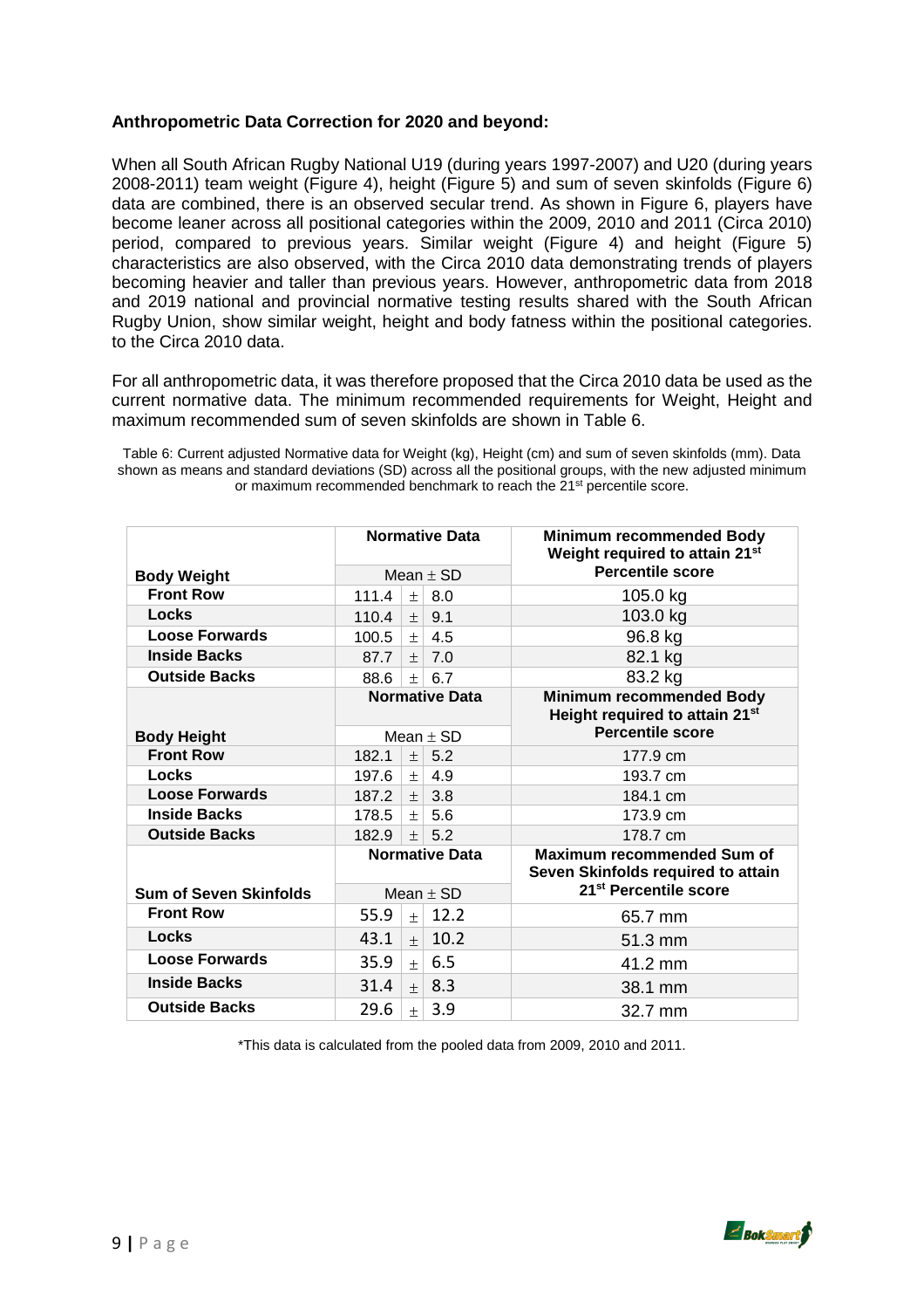**Anthropometric Data Correction for 2020 and beyond:**

When all South African Rugby National U19 (during years 1997-2007) and U20 (during years 2008-2011) team weight (Figure 4), height (Figure 5) and sum of seven skinfolds (Figure 6) data are combined, there is an observed secular trend. As shown in Figure 6, players have become leaner across all positional categories within the 2009, 2010 and 2011 (Circa 2010) period, compared to previous years. Similar weight (Figure 4) and height (Figure 5) characteristics are also observed, with the Circa 2010 data demonstrating trends of players becoming heavier and taller than previous years. However, anthropometric data from 2018 and 2019 national and provincial normative testing results shared with the South African Rugby Union, show similar weight, height and body fatness within the positional categories. to the Circa 2010 data.

For all anthropometric data, it was therefore proposed that the Circa 2010 data be used as the current normative data. The minimum recommended requirements for Weight, Height and maximum recommended sum of seven skinfolds are shown in Table 6.

Table 6: Current adjusted Normative data for Weight (kg), Height (cm) and sum of seven skinfolds (mm). Data shown as means and standard deviations (SD) across all the positional groups, with the new adjusted minimum or maximum recommended benchmark to reach the 21st percentile score.

| | Normative Data | | | Minimum recommended Body Weight required to attain 21st Percentile score |
|---|---|---|---|---|
| **Body Weight** | Mean ± SD | | | |
| **Front Row** | 111.4 | ± | 8.0 | 105.0 kg |
| **Locks** | 110.4 | ± | 9.1 | 103.0 kg |
| **Loose Forwards** | 100.5 | ± | 4.5 | 96.8 kg |
| **Inside Backs** | 87.7 | ± | 7.0 | 82.1 kg |
| **Outside Backs** | 88.6 | ± | 6.7 | 83.2 kg |
| | **Normative Data** | | | **Minimum recommended Body Height required to attain 21st Percentile score** |
| **Body Height** | Mean ± SD | | | |
| **Front Row** | 182.1 | ± | 5.2 | 177.9 cm |
| **Locks** | 197.6 | ± | 4.9 | 193.7 cm |
| **Loose Forwards** | 187.2 | ± | 3.8 | 184.1 cm |
| **Inside Backs** | 178.5 | ± | 5.6 | 173.9 cm |
| **Outside Backs** | 182.9 | ± | 5.2 | 178.7 cm |
| | **Normative Data** | | | **Maximum recommended Sum of Seven Skinfolds required to attain 21st Percentile score** |
| **Sum of Seven Skinfolds** | Mean ± SD | | | |
| **Front Row** | 55.9 | ± | 12.2 | 65.7 mm |
| **Locks** | 43.1 | ± | 10.2 | 51.3 mm |
| **Loose Forwards** | 35.9 | ± | 6.5 | 41.2 mm |
| **Inside Backs** | 31.4 | ± | 8.3 | 38.1 mm |
| **Outside Backs** | 29.6 | ± | 3.9 | 32.7 mm |

*This data is calculated from the pooled data from 2009, 2010 and 2011.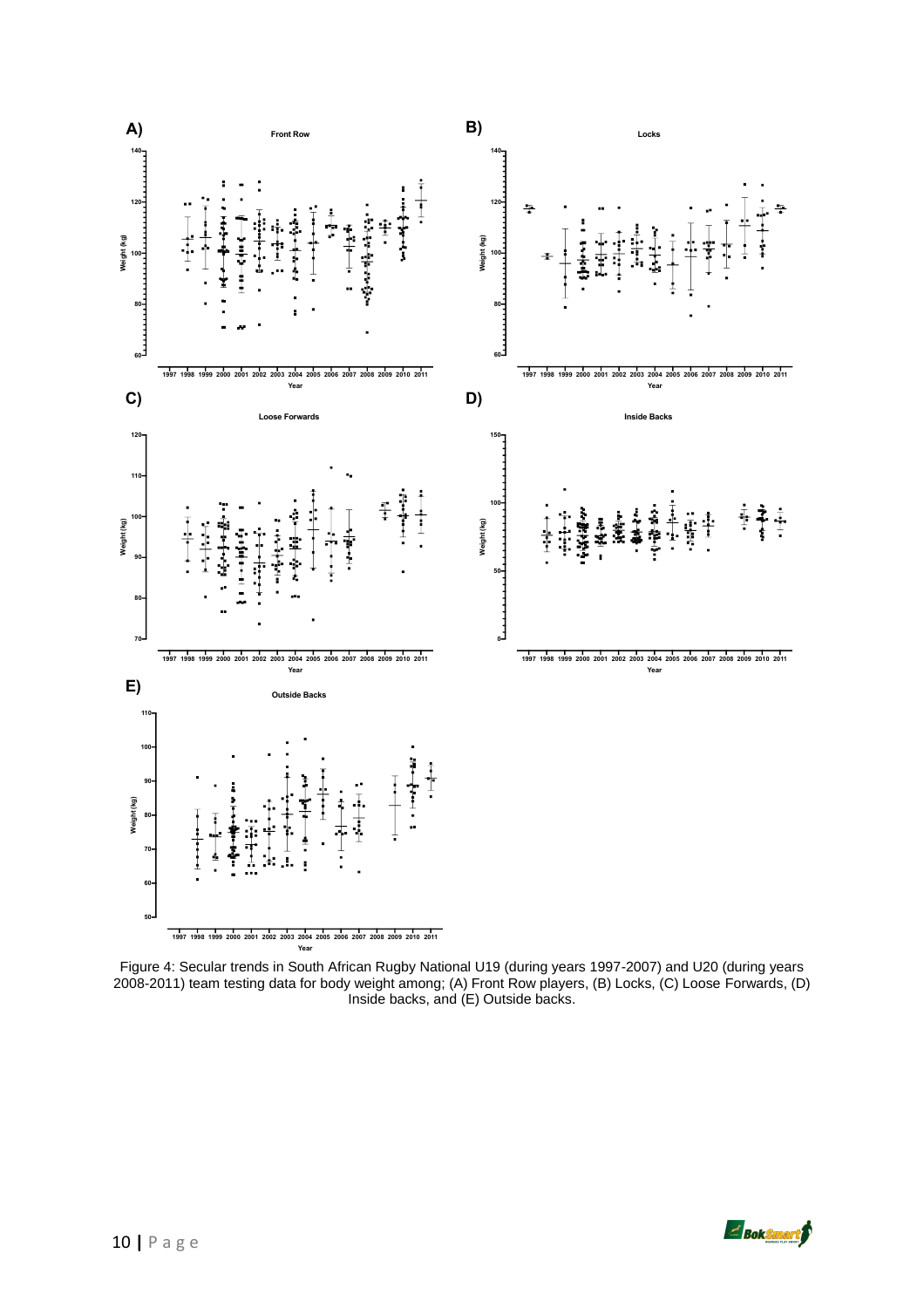Figure 4: Secular trends in South African Rugby National U19 (during years 1997-2007) and U20 (during years 2008-2011) team testing data for body weight among; (A) Front Row players, (B) Locks, (C) Loose Forwards, (D) Inside backs, and (E) Outside backs.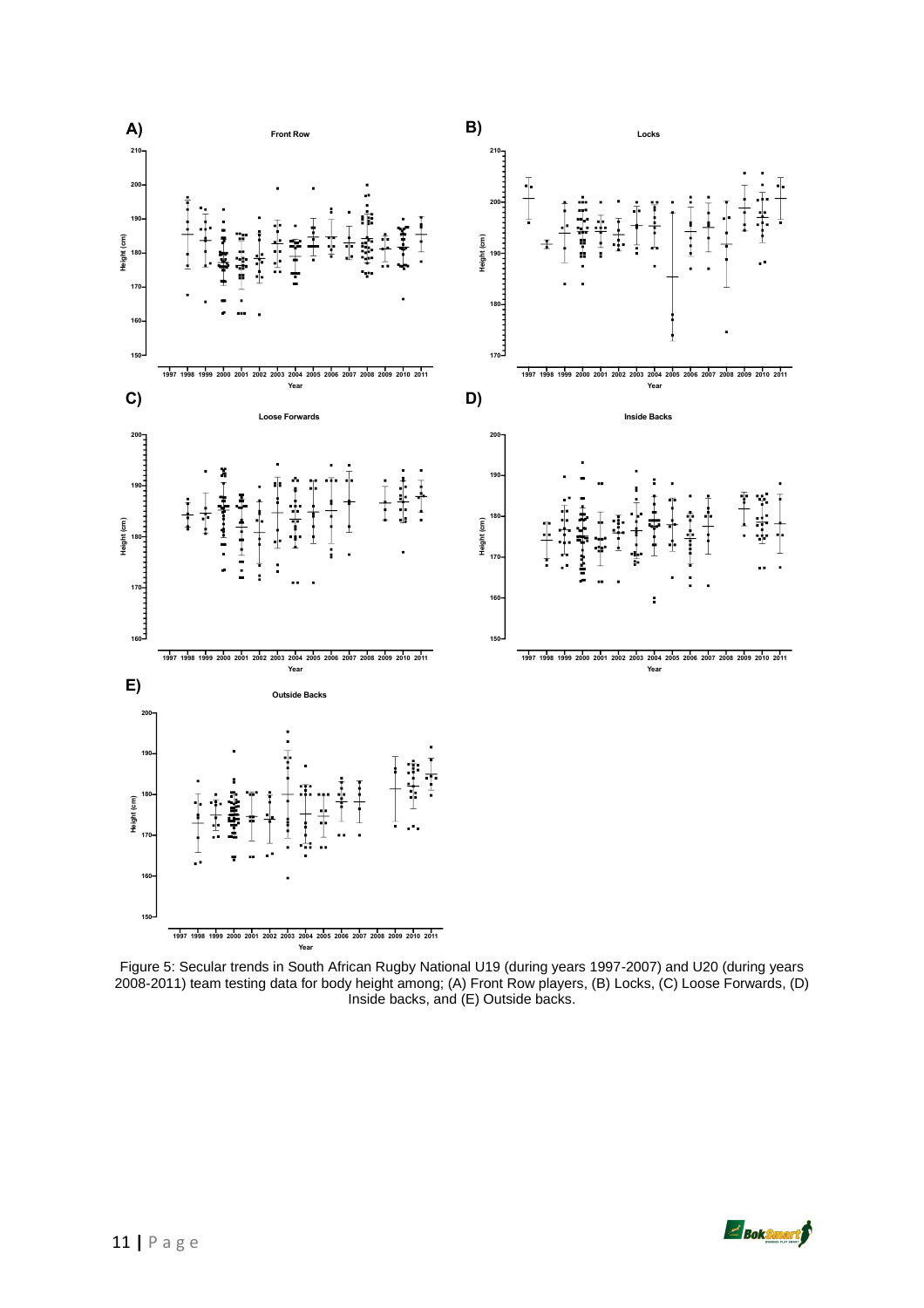Figure 5: Secular trends in South African Rugby National U19 (during years 1997-2007) and U20 (during years 2008-2011) team testing data for body height among; (A) Front Row players, (B) Locks, (C) Loose Forwards, (D) Inside backs, and (E) Outside backs.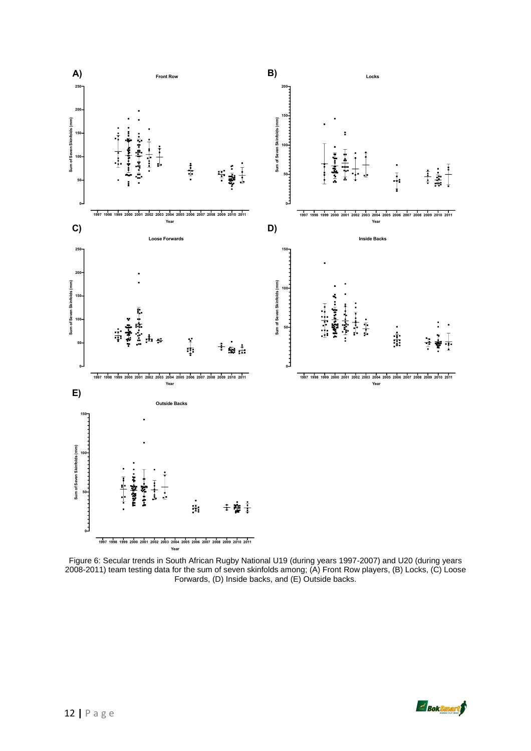Figure 6: Secular trends in South African Rugby National U19 (during years 1997-2007) and U20 (during years 2008-2011) team testing data for the sum of seven skinfolds among; (A) Front Row players, (B) Locks, (C) Loose Forwards, (D) Inside backs, and (E) Outside backs.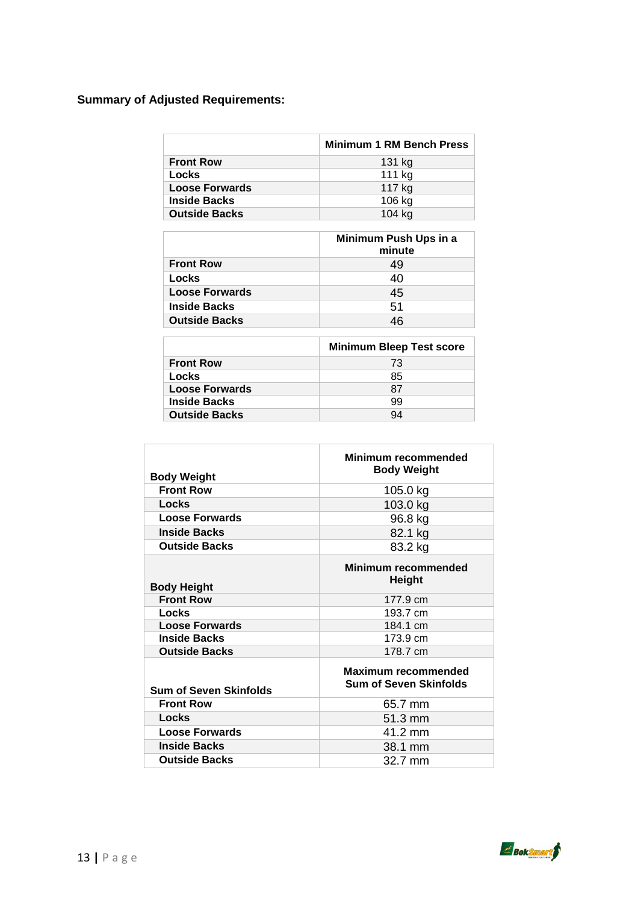**Summary of Adjusted Requirements:**

| | Minimum 1 RM Bench Press |
|---|---|
| Front Row | 131 kg |
| Locks | 111 kg |
| Loose Forwards | 117 kg |
| Inside Backs | 106 kg |
| Outside Backs | 104 kg |

| | Minimum Push Ups in a minute |
|---|---|
| Front Row | 49 |
| Locks | 40 |
| Loose Forwards | 45 |
| Inside Backs | 51 |
| Outside Backs | 46 |

| | Minimum Bleep Test score |
|---|---|
| Front Row | 73 |
| Locks | 85 |
| Loose Forwards | 87 |
| Inside Backs | 99 |
| Outside Backs | 94 |

| Body Weight | Minimum recommended Body Weight |
|---|---|
| Front Row | 105.0 kg |
| Locks | 103.0 kg |
| Loose Forwards | 96.8 kg |
| Inside Backs | 82.1 kg |
| Outside Backs | 83.2 kg |
| **Body Height** | **Minimum recommended Height** |
| Front Row | 177.9 cm |
| Locks | 193.7 cm |
| Loose Forwards | 184.1 cm |
| Inside Backs | 173.9 cm |
| Outside Backs | 178.7 cm |
| **Sum of Seven Skinfolds** | **Maximum recommended Sum of Seven Skinfolds** |
| Front Row | 65.7 mm |
| Locks | 51.3 mm |
| Loose Forwards | 41.2 mm |
| Inside Backs | 38.1 mm |
| Outside Backs | 32.7 mm |